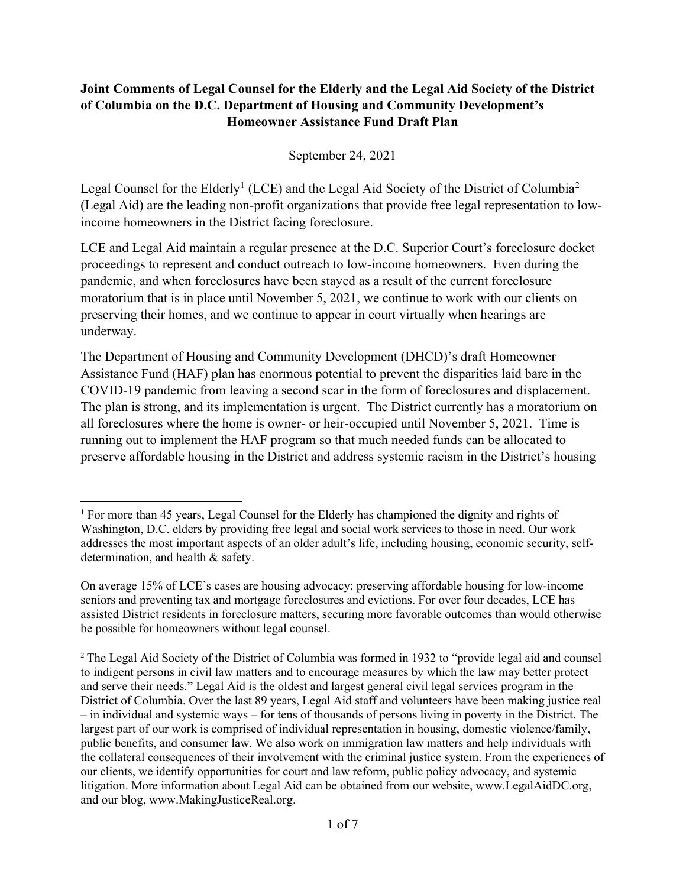**Joint Comments of Legal Counsel for the Elderly and the Legal Aid Society of the District of Columbia on the D.C. Department of Housing and Community Development's Homeowner Assistance Fund Draft Plan**

September 24, 2021

Legal Counsel for the Elderly[1] (LCE) and the Legal Aid Society of the District of Columbia[2] (Legal Aid) are the leading non-profit organizations that provide free legal representation to low-income homeowners in the District facing foreclosure.

LCE and Legal Aid maintain a regular presence at the D.C. Superior Court's foreclosure docket proceedings to represent and conduct outreach to low-income homeowners. Even during the pandemic, and when foreclosures have been stayed as a result of the current foreclosure moratorium that is in place until November 5, 2021, we continue to work with our clients on preserving their homes, and we continue to appear in court virtually when hearings are underway.

The Department of Housing and Community Development (DHCD)'s draft Homeowner Assistance Fund (HAF) plan has enormous potential to prevent the disparities laid bare in the COVID-19 pandemic from leaving a second scar in the form of foreclosures and displacement. The plan is strong, and its implementation is urgent. The District currently has a moratorium on all foreclosures where the home is owner- or heir-occupied until November 5, 2021. Time is running out to implement the HAF program so that much needed funds can be allocated to preserve affordable housing in the District and address systemic racism in the District's housing

---

[1] For more than 45 years, Legal Counsel for the Elderly has championed the dignity and rights of Washington, D.C. elders by providing free legal and social work services to those in need. Our work addresses the most important aspects of an older adult's life, including housing, economic security, self-determination, and health & safety.

On average 15% of LCE's cases are housing advocacy: preserving affordable housing for low-income seniors and preventing tax and mortgage foreclosures and evictions. For over four decades, LCE has assisted District residents in foreclosure matters, securing more favorable outcomes than would otherwise be possible for homeowners without legal counsel.

[2] The Legal Aid Society of the District of Columbia was formed in 1932 to "provide legal aid and counsel to indigent persons in civil law matters and to encourage measures by which the law may better protect and serve their needs." Legal Aid is the oldest and largest general civil legal services program in the District of Columbia. Over the last 89 years, Legal Aid staff and volunteers have been making justice real – in individual and systemic ways – for tens of thousands of persons living in poverty in the District. The largest part of our work is comprised of individual representation in housing, domestic violence/family, public benefits, and consumer law. We also work on immigration law matters and help individuals with the collateral consequences of their involvement with the criminal justice system. From the experiences of our clients, we identify opportunities for court and law reform, public policy advocacy, and systemic litigation. More information about Legal Aid can be obtained from our website, www.LegalAidDC.org, and our blog, www.MakingJusticeReal.org.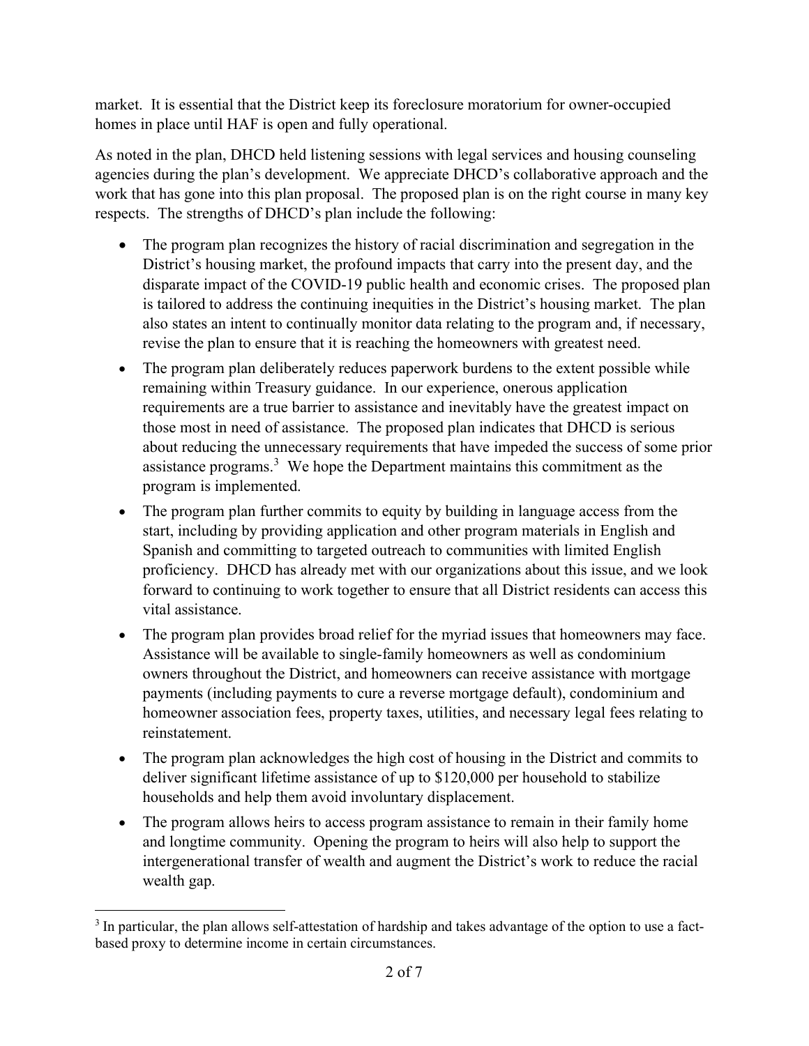market. It is essential that the District keep its foreclosure moratorium for owner-occupied homes in place until HAF is open and fully operational.

As noted in the plan, DHCD held listening sessions with legal services and housing counseling agencies during the plan's development. We appreciate DHCD's collaborative approach and the work that has gone into this plan proposal. The proposed plan is on the right course in many key respects. The strengths of DHCD's plan include the following:

- The program plan recognizes the history of racial discrimination and segregation in the District's housing market, the profound impacts that carry into the present day, and the disparate impact of the COVID-19 public health and economic crises. The proposed plan is tailored to address the continuing inequities in the District's housing market. The plan also states an intent to continually monitor data relating to the program and, if necessary, revise the plan to ensure that it is reaching the homeowners with greatest need.
- The program plan deliberately reduces paperwork burdens to the extent possible while remaining within Treasury guidance. In our experience, onerous application requirements are a true barrier to assistance and inevitably have the greatest impact on those most in need of assistance. The proposed plan indicates that DHCD is serious about reducing the unnecessary requirements that have impeded the success of some prior assistance programs.[3] We hope the Department maintains this commitment as the program is implemented.
- The program plan further commits to equity by building in language access from the start, including by providing application and other program materials in English and Spanish and committing to targeted outreach to communities with limited English proficiency. DHCD has already met with our organizations about this issue, and we look forward to continuing to work together to ensure that all District residents can access this vital assistance.
- The program plan provides broad relief for the myriad issues that homeowners may face. Assistance will be available to single-family homeowners as well as condominium owners throughout the District, and homeowners can receive assistance with mortgage payments (including payments to cure a reverse mortgage default), condominium and homeowner association fees, property taxes, utilities, and necessary legal fees relating to reinstatement.
- The program plan acknowledges the high cost of housing in the District and commits to deliver significant lifetime assistance of up to $120,000 per household to stabilize households and help them avoid involuntary displacement.
- The program allows heirs to access program assistance to remain in their family home and longtime community. Opening the program to heirs will also help to support the intergenerational transfer of wealth and augment the District's work to reduce the racial wealth gap.

---

[3] In particular, the plan allows self-attestation of hardship and takes advantage of the option to use a fact-based proxy to determine income in certain circumstances.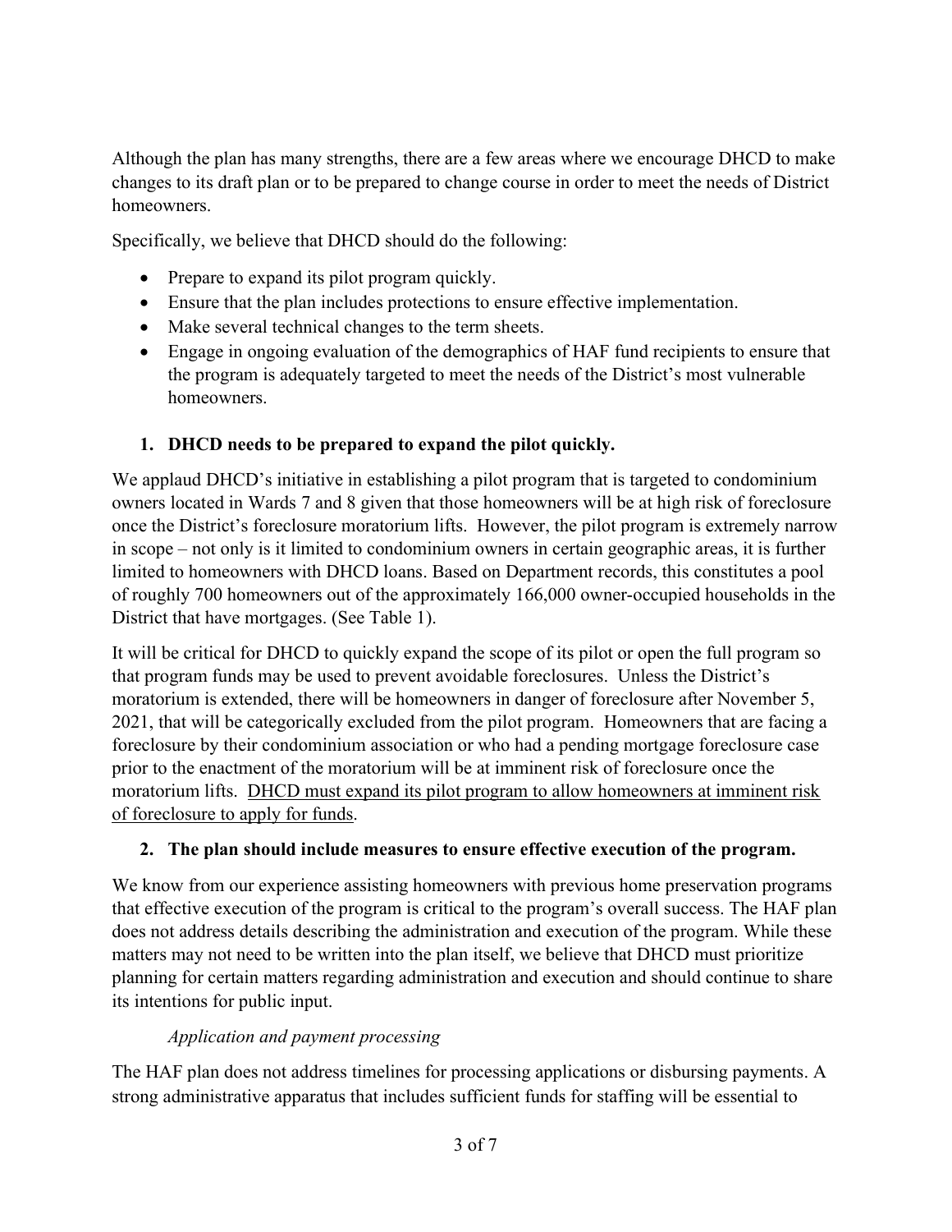Although the plan has many strengths, there are a few areas where we encourage DHCD to make changes to its draft plan or to be prepared to change course in order to meet the needs of District homeowners.

Specifically, we believe that DHCD should do the following:

- Prepare to expand its pilot program quickly.
- Ensure that the plan includes protections to ensure effective implementation.
- Make several technical changes to the term sheets.
- Engage in ongoing evaluation of the demographics of HAF fund recipients to ensure that the program is adequately targeted to meet the needs of the District's most vulnerable homeowners.

**1. DHCD needs to be prepared to expand the pilot quickly.**

We applaud DHCD's initiative in establishing a pilot program that is targeted to condominium owners located in Wards 7 and 8 given that those homeowners will be at high risk of foreclosure once the District's foreclosure moratorium lifts. However, the pilot program is extremely narrow in scope – not only is it limited to condominium owners in certain geographic areas, it is further limited to homeowners with DHCD loans. Based on Department records, this constitutes a pool of roughly 700 homeowners out of the approximately 166,000 owner-occupied households in the District that have mortgages. (See Table 1).

It will be critical for DHCD to quickly expand the scope of its pilot or open the full program so that program funds may be used to prevent avoidable foreclosures. Unless the District's moratorium is extended, there will be homeowners in danger of foreclosure after November 5, 2021, that will be categorically excluded from the pilot program. Homeowners that are facing a foreclosure by their condominium association or who had a pending mortgage foreclosure case prior to the enactment of the moratorium will be at imminent risk of foreclosure once the moratorium lifts. <u>DHCD must expand its pilot program to allow homeowners at imminent risk of foreclosure to apply for funds</u>.

**2. The plan should include measures to ensure effective execution of the program.**

We know from our experience assisting homeowners with previous home preservation programs that effective execution of the program is critical to the program's overall success. The HAF plan does not address details describing the administration and execution of the program. While these matters may not need to be written into the plan itself, we believe that DHCD must prioritize planning for certain matters regarding administration and execution and should continue to share its intentions for public input.

*Application and payment processing*

The HAF plan does not address timelines for processing applications or disbursing payments. A strong administrative apparatus that includes sufficient funds for staffing will be essential to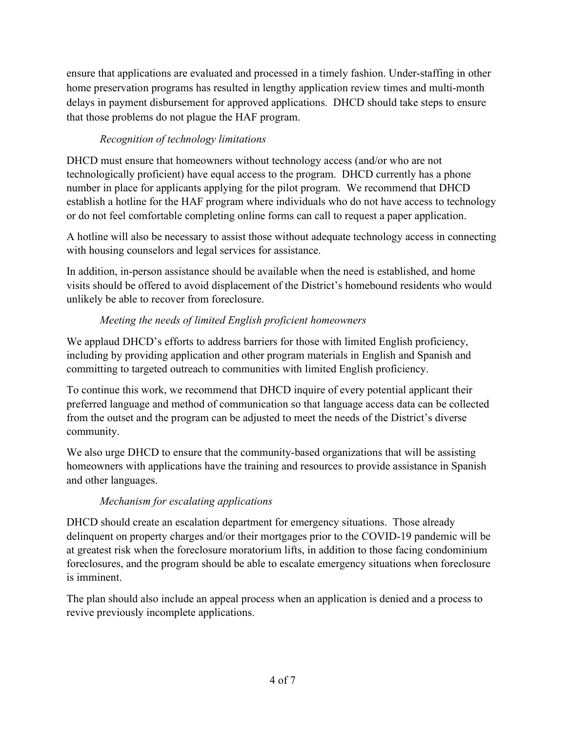ensure that applications are evaluated and processed in a timely fashion. Under-staffing in other home preservation programs has resulted in lengthy application review times and multi-month delays in payment disbursement for approved applications. DHCD should take steps to ensure that those problems do not plague the HAF program.

*Recognition of technology limitations*

DHCD must ensure that homeowners without technology access (and/or who are not technologically proficient) have equal access to the program. DHCD currently has a phone number in place for applicants applying for the pilot program. We recommend that DHCD establish a hotline for the HAF program where individuals who do not have access to technology or do not feel comfortable completing online forms can call to request a paper application.

A hotline will also be necessary to assist those without adequate technology access in connecting with housing counselors and legal services for assistance.

In addition, in-person assistance should be available when the need is established, and home visits should be offered to avoid displacement of the District's homebound residents who would unlikely be able to recover from foreclosure.

*Meeting the needs of limited English proficient homeowners*

We applaud DHCD's efforts to address barriers for those with limited English proficiency, including by providing application and other program materials in English and Spanish and committing to targeted outreach to communities with limited English proficiency.

To continue this work, we recommend that DHCD inquire of every potential applicant their preferred language and method of communication so that language access data can be collected from the outset and the program can be adjusted to meet the needs of the District's diverse community.

We also urge DHCD to ensure that the community-based organizations that will be assisting homeowners with applications have the training and resources to provide assistance in Spanish and other languages.

*Mechanism for escalating applications*

DHCD should create an escalation department for emergency situations. Those already delinquent on property charges and/or their mortgages prior to the COVID-19 pandemic will be at greatest risk when the foreclosure moratorium lifts, in addition to those facing condominium foreclosures, and the program should be able to escalate emergency situations when foreclosure is imminent.

The plan should also include an appeal process when an application is denied and a process to revive previously incomplete applications.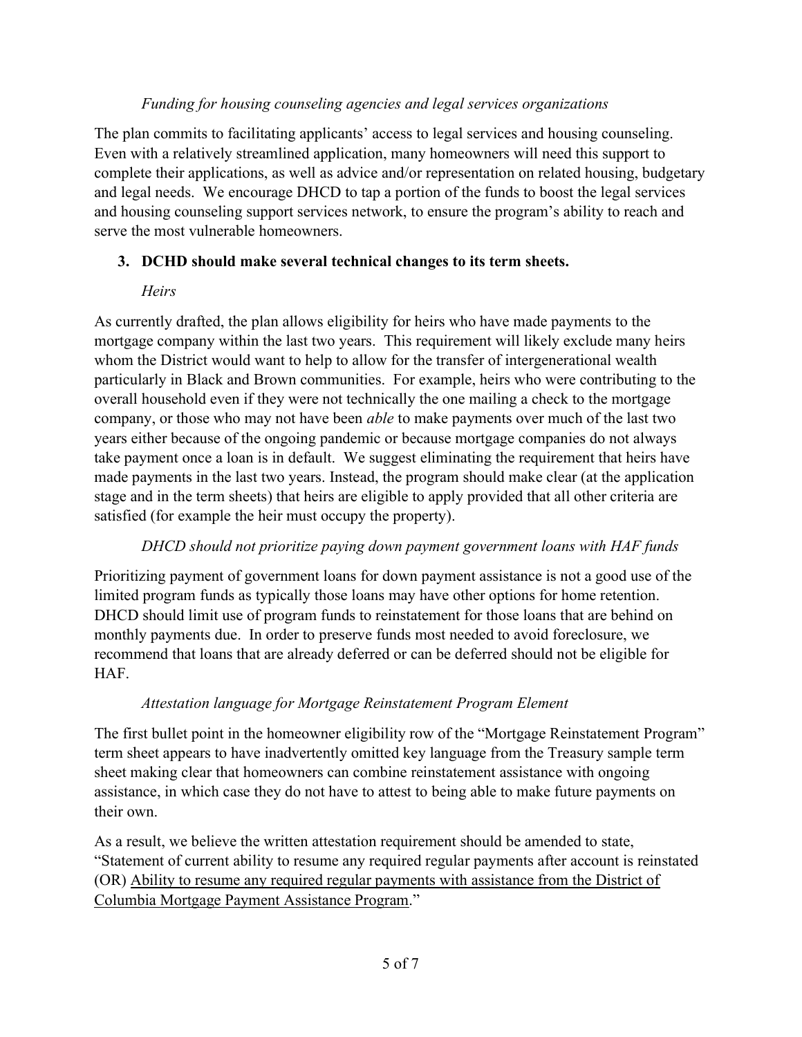*Funding for housing counseling agencies and legal services organizations*

The plan commits to facilitating applicants' access to legal services and housing counseling. Even with a relatively streamlined application, many homeowners will need this support to complete their applications, as well as advice and/or representation on related housing, budgetary and legal needs. We encourage DHCD to tap a portion of the funds to boost the legal services and housing counseling support services network, to ensure the program's ability to reach and serve the most vulnerable homeowners.

### 3. DCHD should make several technical changes to its term sheets.

*Heirs*

As currently drafted, the plan allows eligibility for heirs who have made payments to the mortgage company within the last two years. This requirement will likely exclude many heirs whom the District would want to help to allow for the transfer of intergenerational wealth particularly in Black and Brown communities. For example, heirs who were contributing to the overall household even if they were not technically the one mailing a check to the mortgage company, or those who may not have been *able* to make payments over much of the last two years either because of the ongoing pandemic or because mortgage companies do not always take payment once a loan is in default. We suggest eliminating the requirement that heirs have made payments in the last two years. Instead, the program should make clear (at the application stage and in the term sheets) that heirs are eligible to apply provided that all other criteria are satisfied (for example the heir must occupy the property).

*DHCD should not prioritize paying down payment government loans with HAF funds*

Prioritizing payment of government loans for down payment assistance is not a good use of the limited program funds as typically those loans may have other options for home retention. DHCD should limit use of program funds to reinstatement for those loans that are behind on monthly payments due. In order to preserve funds most needed to avoid foreclosure, we recommend that loans that are already deferred or can be deferred should not be eligible for HAF.

*Attestation language for Mortgage Reinstatement Program Element*

The first bullet point in the homeowner eligibility row of the "Mortgage Reinstatement Program" term sheet appears to have inadvertently omitted key language from the Treasury sample term sheet making clear that homeowners can combine reinstatement assistance with ongoing assistance, in which case they do not have to attest to being able to make future payments on their own.

As a result, we believe the written attestation requirement should be amended to state, "Statement of current ability to resume any required regular payments after account is reinstated (OR) <u>Ability to resume any required regular payments with assistance from the District of Columbia Mortgage Payment Assistance Program</u>."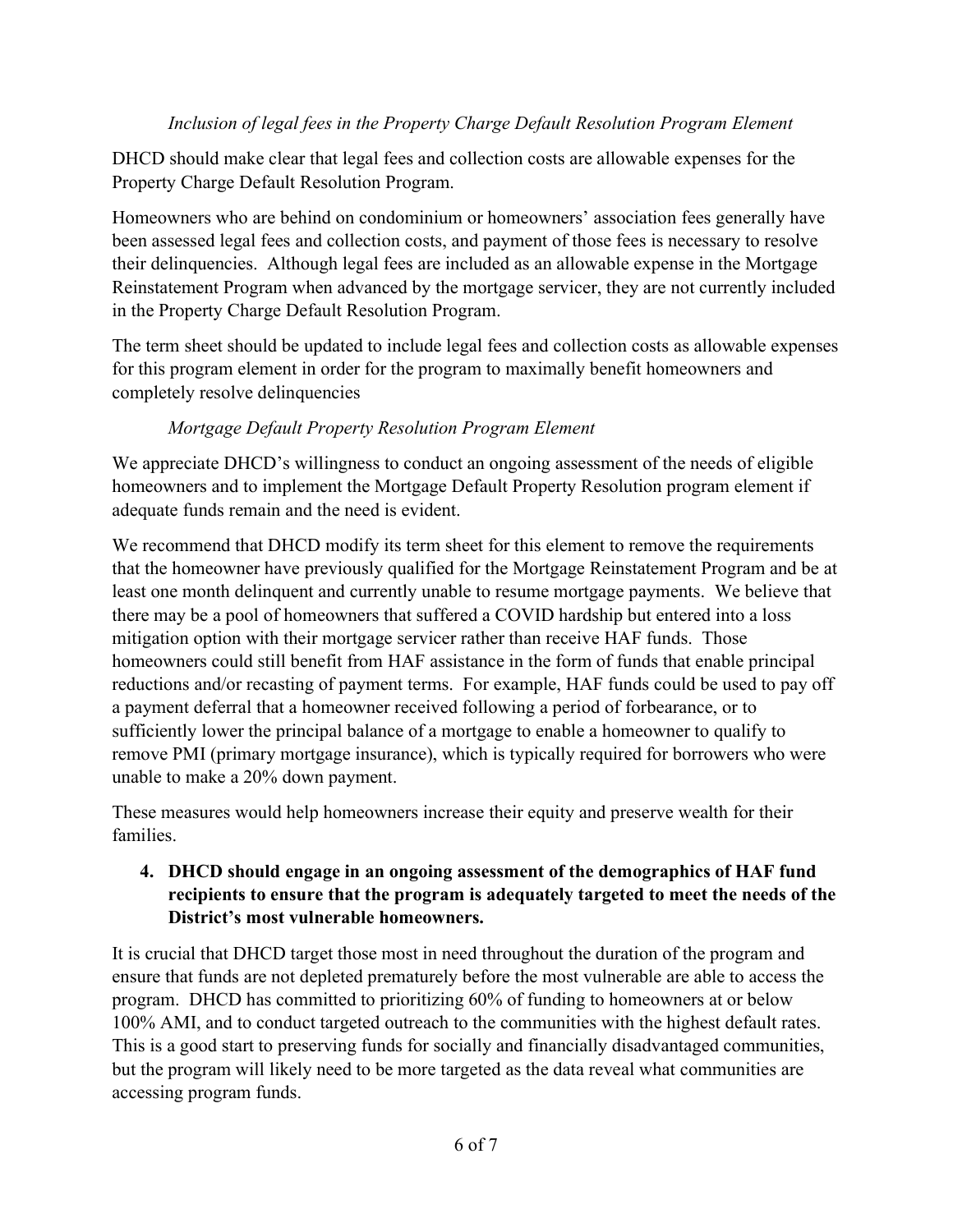*Inclusion of legal fees in the Property Charge Default Resolution Program Element*

DHCD should make clear that legal fees and collection costs are allowable expenses for the Property Charge Default Resolution Program.

Homeowners who are behind on condominium or homeowners' association fees generally have been assessed legal fees and collection costs, and payment of those fees is necessary to resolve their delinquencies. Although legal fees are included as an allowable expense in the Mortgage Reinstatement Program when advanced by the mortgage servicer, they are not currently included in the Property Charge Default Resolution Program.

The term sheet should be updated to include legal fees and collection costs as allowable expenses for this program element in order for the program to maximally benefit homeowners and completely resolve delinquencies

*Mortgage Default Property Resolution Program Element*

We appreciate DHCD's willingness to conduct an ongoing assessment of the needs of eligible homeowners and to implement the Mortgage Default Property Resolution program element if adequate funds remain and the need is evident.

We recommend that DHCD modify its term sheet for this element to remove the requirements that the homeowner have previously qualified for the Mortgage Reinstatement Program and be at least one month delinquent and currently unable to resume mortgage payments. We believe that there may be a pool of homeowners that suffered a COVID hardship but entered into a loss mitigation option with their mortgage servicer rather than receive HAF funds. Those homeowners could still benefit from HAF assistance in the form of funds that enable principal reductions and/or recasting of payment terms. For example, HAF funds could be used to pay off a payment deferral that a homeowner received following a period of forbearance, or to sufficiently lower the principal balance of a mortgage to enable a homeowner to qualify to remove PMI (primary mortgage insurance), which is typically required for borrowers who were unable to make a 20% down payment.

These measures would help homeowners increase their equity and preserve wealth for their families.

4. **DHCD should engage in an ongoing assessment of the demographics of HAF fund recipients to ensure that the program is adequately targeted to meet the needs of the District's most vulnerable homeowners.**

It is crucial that DHCD target those most in need throughout the duration of the program and ensure that funds are not depleted prematurely before the most vulnerable are able to access the program. DHCD has committed to prioritizing 60% of funding to homeowners at or below 100% AMI, and to conduct targeted outreach to the communities with the highest default rates. This is a good start to preserving funds for socially and financially disadvantaged communities, but the program will likely need to be more targeted as the data reveal what communities are accessing program funds.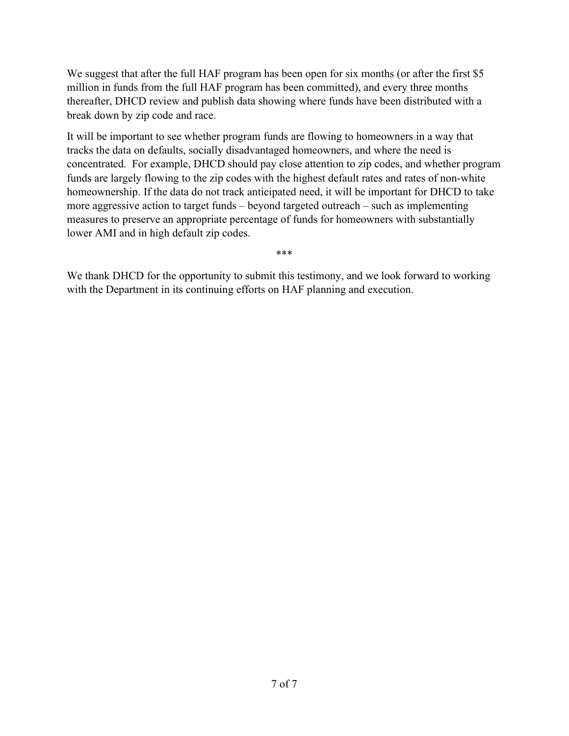We suggest that after the full HAF program has been open for six months (or after the first $5 million in funds from the full HAF program has been committed), and every three months thereafter, DHCD review and publish data showing where funds have been distributed with a break down by zip code and race.

It will be important to see whether program funds are flowing to homeowners in a way that tracks the data on defaults, socially disadvantaged homeowners, and where the need is concentrated. For example, DHCD should pay close attention to zip codes, and whether program funds are largely flowing to the zip codes with the highest default rates and rates of non-white homeownership. If the data do not track anticipated need, it will be important for DHCD to take more aggressive action to target funds – beyond targeted outreach – such as implementing measures to preserve an appropriate percentage of funds for homeowners with substantially lower AMI and in high default zip codes.

***

We thank DHCD for the opportunity to submit this testimony, and we look forward to working with the Department in its continuing efforts on HAF planning and execution.